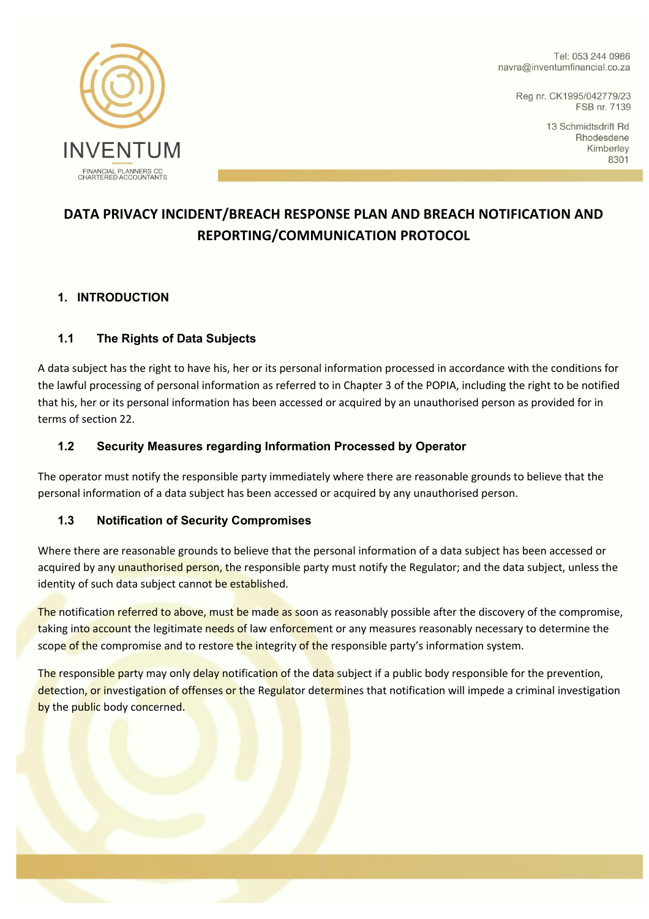Tel: 053 244 0986
navra@inventumfinancial.co.za

Reg nr. CK1995/042779/23
FSB nr. 7139

13 Schmidtsdrift Rd
Rhodesdene
Kimberley
8301

INVENTUM
FINANCIAL PLANNERS CC
CHARTERED ACCOUNTANTS

# DATA PRIVACY INCIDENT/BREACH RESPONSE PLAN AND BREACH NOTIFICATION AND REPORTING/COMMUNICATION PROTOCOL

## 1. INTRODUCTION

### 1.1 The Rights of Data Subjects

A data subject has the right to have his, her or its personal information processed in accordance with the conditions for the lawful processing of personal information as referred to in Chapter 3 of the POPIA, including the right to be notified that his, her or its personal information has been accessed or acquired by an unauthorised person as provided for in terms of section 22.

### 1.2 Security Measures regarding Information Processed by Operator

The operator must notify the responsible party immediately where there are reasonable grounds to believe that the personal information of a data subject has been accessed or acquired by any unauthorised person.

### 1.3 Notification of Security Compromises

Where there are reasonable grounds to believe that the personal information of a data subject has been accessed or acquired by any unauthorised person, the responsible party must notify the Regulator; and the data subject, unless the identity of such data subject cannot be established.

The notification referred to above, must be made as soon as reasonably possible after the discovery of the compromise, taking into account the legitimate needs of law enforcement or any measures reasonably necessary to determine the scope of the compromise and to restore the integrity of the responsible party's information system.

The responsible party may only delay notification of the data subject if a public body responsible for the prevention, detection, or investigation of offenses or the Regulator determines that notification will impede a criminal investigation by the public body concerned.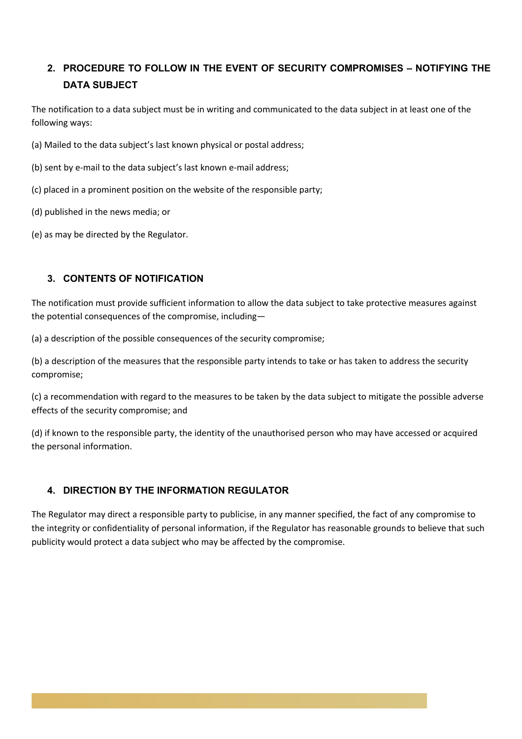## 2. PROCEDURE TO FOLLOW IN THE EVENT OF SECURITY COMPROMISES – NOTIFYING THE DATA SUBJECT

The notification to a data subject must be in writing and communicated to the data subject in at least one of the following ways:

(a) Mailed to the data subject's last known physical or postal address;

(b) sent by e-mail to the data subject's last known e-mail address;

(c) placed in a prominent position on the website of the responsible party;

(d) published in the news media; or

(e) as may be directed by the Regulator.

## 3. CONTENTS OF NOTIFICATION

The notification must provide sufficient information to allow the data subject to take protective measures against the potential consequences of the compromise, including—

(a) a description of the possible consequences of the security compromise;

(b) a description of the measures that the responsible party intends to take or has taken to address the security compromise;

(c) a recommendation with regard to the measures to be taken by the data subject to mitigate the possible adverse effects of the security compromise; and

(d) if known to the responsible party, the identity of the unauthorised person who may have accessed or acquired the personal information.

## 4. DIRECTION BY THE INFORMATION REGULATOR

The Regulator may direct a responsible party to publicise, in any manner specified, the fact of any compromise to the integrity or confidentiality of personal information, if the Regulator has reasonable grounds to believe that such publicity would protect a data subject who may be affected by the compromise.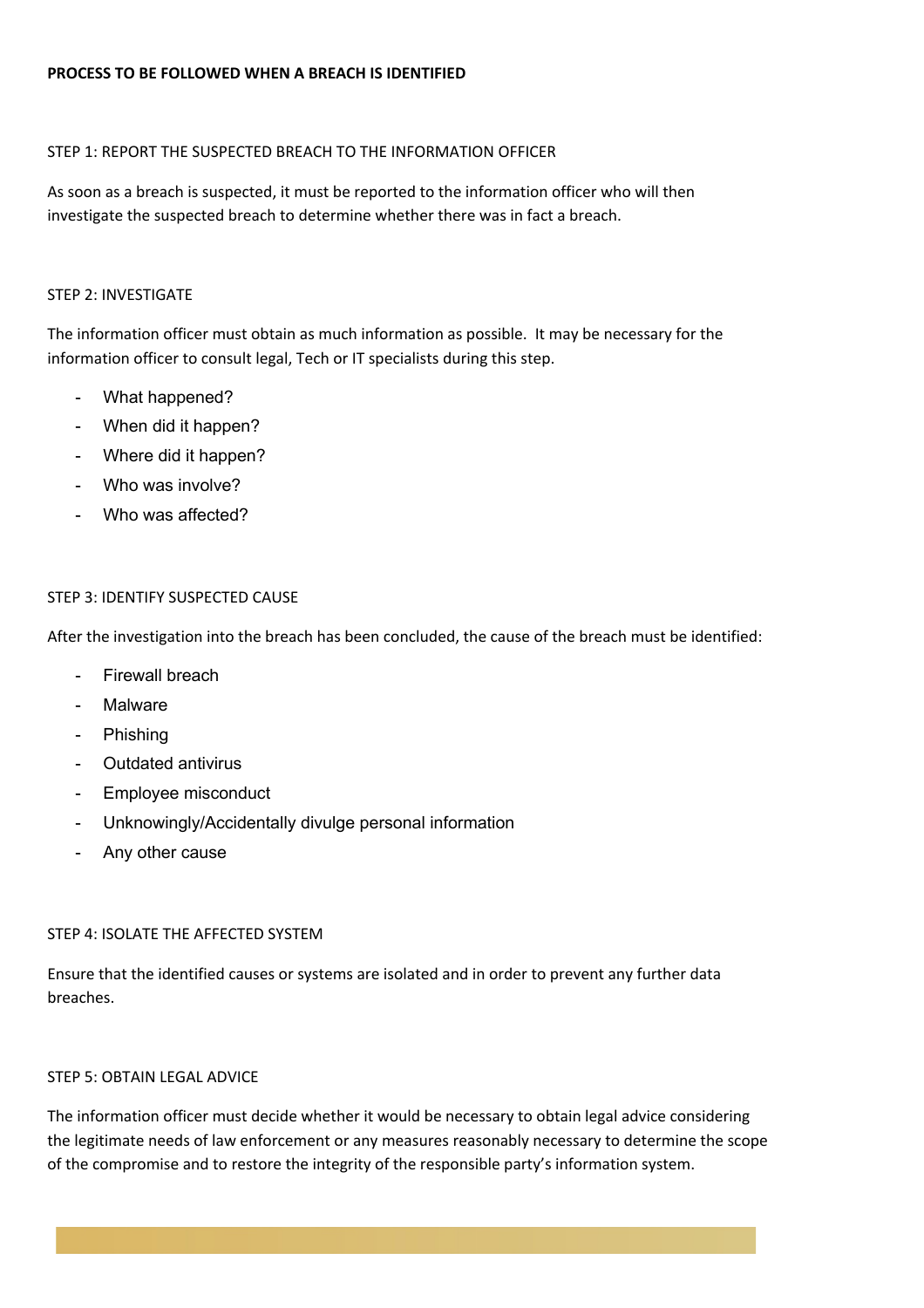**PROCESS TO BE FOLLOWED WHEN A BREACH IS IDENTIFIED**

STEP 1: REPORT THE SUSPECTED BREACH TO THE INFORMATION OFFICER

As soon as a breach is suspected, it must be reported to the information officer who will then investigate the suspected breach to determine whether there was in fact a breach.

STEP 2: INVESTIGATE

The information officer must obtain as much information as possible. It may be necessary for the information officer to consult legal, Tech or IT specialists during this step.

- What happened?
- When did it happen?
- Where did it happen?
- Who was involve?
- Who was affected?

STEP 3: IDENTIFY SUSPECTED CAUSE

After the investigation into the breach has been concluded, the cause of the breach must be identified:

- Firewall breach
- Malware
- Phishing
- Outdated antivirus
- Employee misconduct
- Unknowingly/Accidentally divulge personal information
- Any other cause

STEP 4: ISOLATE THE AFFECTED SYSTEM

Ensure that the identified causes or systems are isolated and in order to prevent any further data breaches.

STEP 5: OBTAIN LEGAL ADVICE

The information officer must decide whether it would be necessary to obtain legal advice considering the legitimate needs of law enforcement or any measures reasonably necessary to determine the scope of the compromise and to restore the integrity of the responsible party's information system.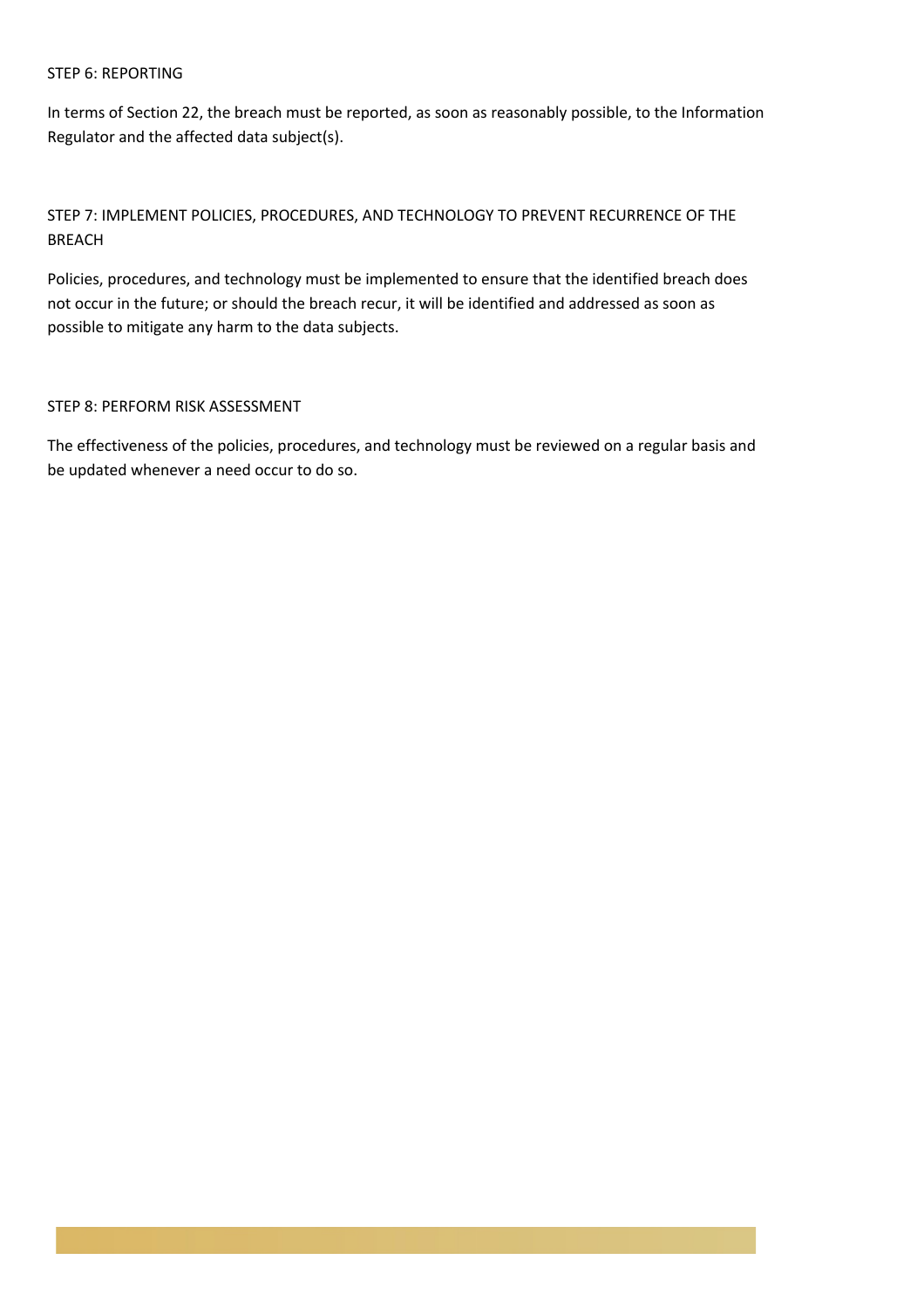STEP 6: REPORTING

In terms of Section 22, the breach must be reported, as soon as reasonably possible, to the Information Regulator and the affected data subject(s).

STEP 7: IMPLEMENT POLICIES, PROCEDURES, AND TECHNOLOGY TO PREVENT RECURRENCE OF THE BREACH

Policies, procedures, and technology must be implemented to ensure that the identified breach does not occur in the future; or should the breach recur, it will be identified and addressed as soon as possible to mitigate any harm to the data subjects.

STEP 8: PERFORM RISK ASSESSMENT

The effectiveness of the policies, procedures, and technology must be reviewed on a regular basis and be updated whenever a need occur to do so.